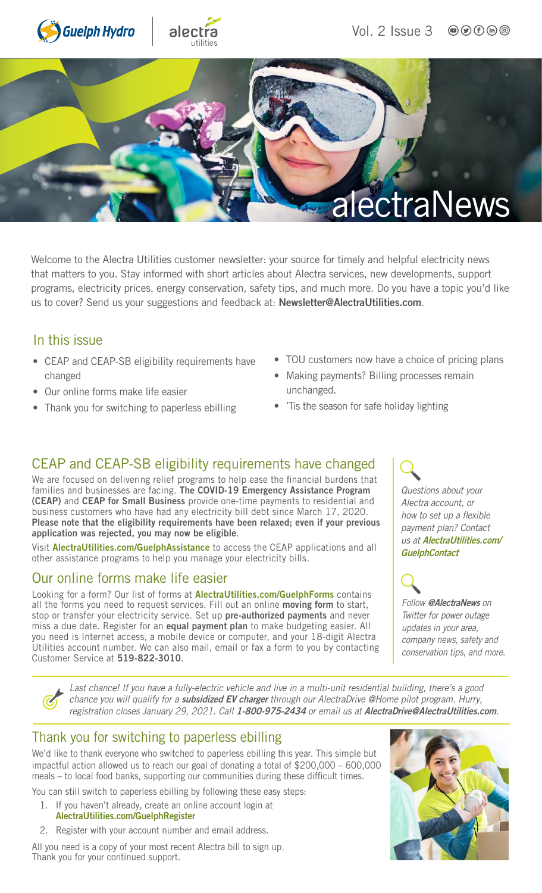# alectraNews

Welcome to the Alectra Utilities customer newsletter: your source for timely and helpful electricity news that matters to you. Stay informed with short articles about Alectra services, new developments, support programs, electricity prices, energy conservation, safety tips, and much more. Do you have a topic you'd like us to cover? Send us your suggestions and feedback at: **Newsletter@AlectraUtilities.com**.

## In this issue

- CEAP and CEAP-SB eligibility requirements have changed
- Our online forms make life easier
- Thank you for switching to paperless ebilling
- TOU customers now have a choice of pricing plans
- Making payments? Billing processes remain unchanged.
- 'Tis the season for safe holiday lighting

## CEAP and CEAP-SB eligibility requirements have changed

We are focused on delivering relief programs to help ease the financial burdens that families and businesses are facing. **The COVID-19 Emergency Assistance Program (CEAP)** and **CEAP for Small Business** provide one-time payments to residential and business customers who have had any electricity bill debt since March 17, 2020. **Please note that the eligibility requirements have been relaxed; even if your previous application was rejected, you may now be eligible**.

Visit **AlectraUtilities.com/GuelphAssistance** to access the CEAP applications and all other assistance programs to help you manage your electricity bills.

## Our online forms make life easier

Looking for a form? Our list of forms at **AlectraUtilities.com/GuelphForms** contains all the forms you need to request services. Fill out an online **moving form** to start, stop or transfer your electricity service. Set up **pre-authorized payments** and never miss a due date. Register for an **equal payment plan** to make budgeting easier. All you need is Internet access, a mobile device or computer, and your 18-digit Alectra Utilities account number. We can also mail, email or fax a form to you by contacting Customer Service at **519-822-3010**.

*Questions about your Alectra account, or how to set up a flexible payment plan? Contact us at* ***AlectraUtilities.com/GuelphContact***

*Follow* ***@AlectraNews*** *on Twitter for power outage updates in your area, company news, safety and conservation tips, and more.*

*Last chance! If you have a fully-electric vehicle and live in a multi-unit residential building, there's a good chance you will qualify for a* ***subsidized EV charger*** *through our AlectraDrive @Home pilot program. Hurry, registration closes January 29, 2021. Call* ***1-800-975-2434*** *or email us at* ***AlectraDrive@AlectraUtilities.com****.*

## Thank you for switching to paperless ebilling

We'd like to thank everyone who switched to paperless ebilling this year. This simple but impactful action allowed us to reach our goal of donating a total of $200,000 – 600,000 meals – to local food banks, supporting our communities during these difficult times.

You can still switch to paperless ebilling by following these easy steps:

1. If you haven't already, create an online account login at **AlectraUtilities.com/GuelphRegister**
2. Register with your account number and email address.

All you need is a copy of your most recent Alectra bill to sign up. Thank you for your continued support.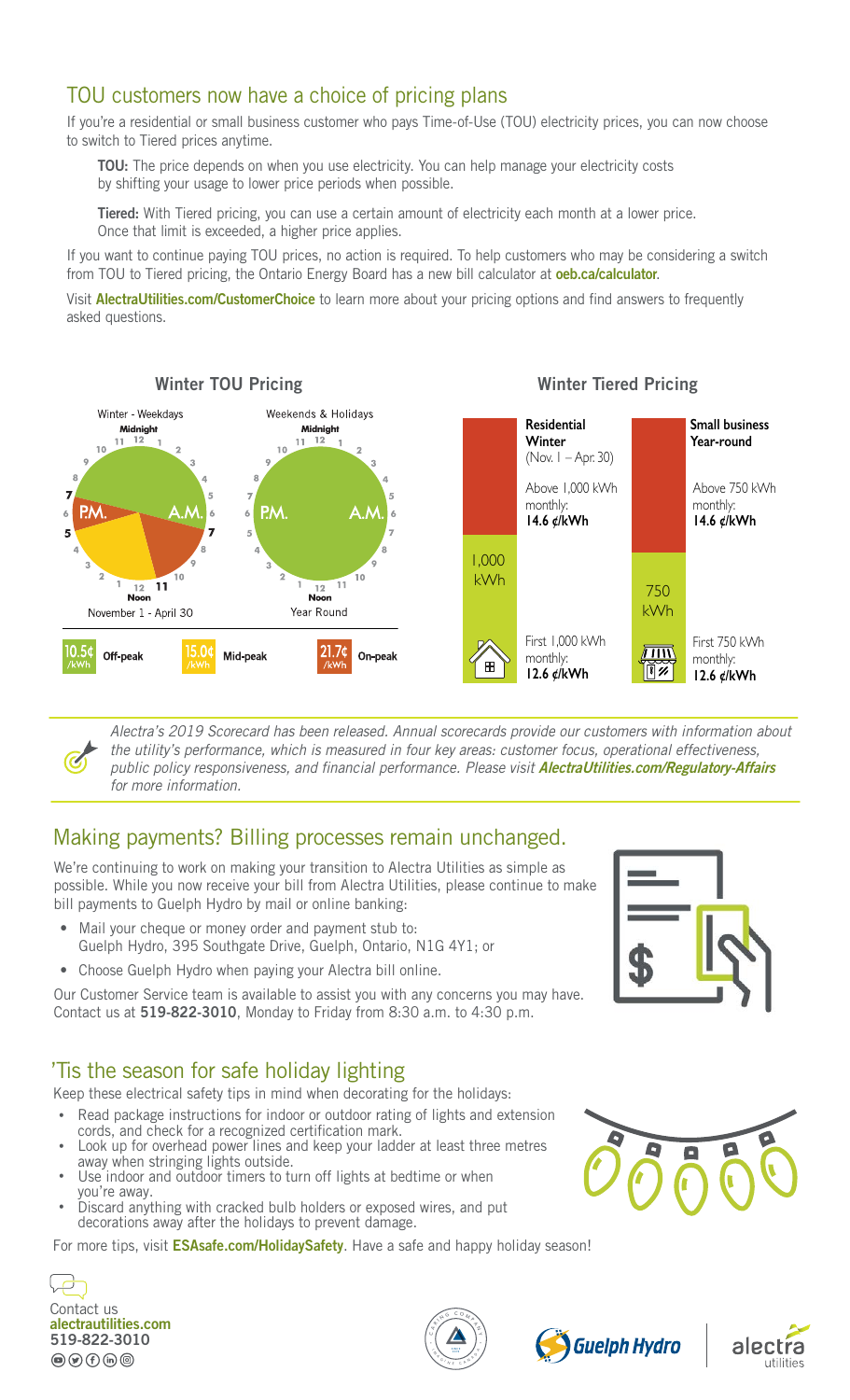## TOU customers now have a choice of pricing plans

If you're a residential or small business customer who pays Time-of-Use (TOU) electricity prices, you can now choose to switch to Tiered prices anytime.

**TOU:** The price depends on when you use electricity. You can help manage your electricity costs by shifting your usage to lower price periods when possible.

**Tiered:** With Tiered pricing, you can use a certain amount of electricity each month at a lower price. Once that limit is exceeded, a higher price applies.

If you want to continue paying TOU prices, no action is required. To help customers who may be considering a switch from TOU to Tiered pricing, the Ontario Energy Board has a new bill calculator at **oeb.ca/calculator**.

Visit **AlectraUtilities.com/CustomerChoice** to learn more about your pricing options and find answers to frequently asked questions.

**Winter TOU Pricing**

Winter - Weekdays
Midnight
P.M.
A.M.
Noon
November 1 - April 30

Weekends & Holidays
Midnight
P.M.
A.M.
Noon
Year Round

10.5¢/kWh Off-peak
15.0¢/kWh Mid-peak
21.7¢/kWh On-peak

**Winter Tiered Pricing**

**Residential Winter** (Nov. 1 – Apr. 30)
Above 1,000 kWh monthly: **14.6 ¢/kWh**
1,000 kWh
First 1,000 kWh monthly: **12.6 ¢/kWh**

**Small business Year-round**
Above 750 kWh monthly: **14.6 ¢/kWh**
750 kWh
First 750 kWh monthly: **12.6 ¢/kWh**

*Alectra's 2019 Scorecard has been released. Annual scorecards provide our customers with information about the utility's performance, which is measured in four key areas: customer focus, operational effectiveness, public policy responsiveness, and financial performance. Please visit* ***AlectraUtilities.com/Regulatory-Affairs*** *for more information.*

## Making payments? Billing processes remain unchanged.

We're continuing to work on making your transition to Alectra Utilities as simple as possible. While you now receive your bill from Alectra Utilities, please continue to make bill payments to Guelph Hydro by mail or online banking:

- Mail your cheque or money order and payment stub to: Guelph Hydro, 395 Southgate Drive, Guelph, Ontario, N1G 4Y1; or
- Choose Guelph Hydro when paying your Alectra bill online.

Our Customer Service team is available to assist you with any concerns you may have. Contact us at **519-822-3010**, Monday to Friday from 8:30 a.m. to 4:30 p.m.

## 'Tis the season for safe holiday lighting

Keep these electrical safety tips in mind when decorating for the holidays:

- Read package instructions for indoor or outdoor rating of lights and extension cords, and check for a recognized certification mark.
- Look up for overhead power lines and keep your ladder at least three metres away when stringing lights outside.
- Use indoor and outdoor timers to turn off lights at bedtime or when you're away.
- Discard anything with cracked bulb holders or exposed wires, and put decorations away after the holidays to prevent damage.

For more tips, visit **ESAsafe.com/HolidaySafety**. Have a safe and happy holiday season!

Contact us
**alectrautilities.com**
**519-822-3010**

Guelph Hydro
alectra utilities